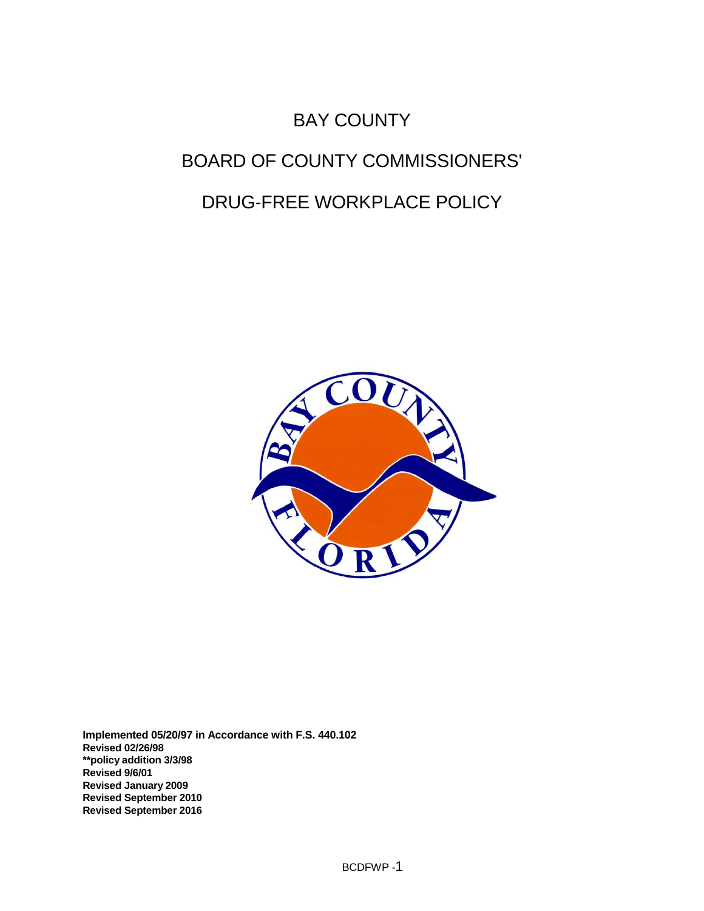# BAY COUNTY

# BOARD OF COUNTY COMMISSIONERS'

# DRUG-FREE WORKPLACE POLICY

**Implemented 05/20/97 in Accordance with F.S. 440.102**
**Revised 02/26/98**
****policy addition 3/3/98**
**Revised 9/6/01**
**Revised January 2009**
**Revised September 2010**
**Revised September 2016**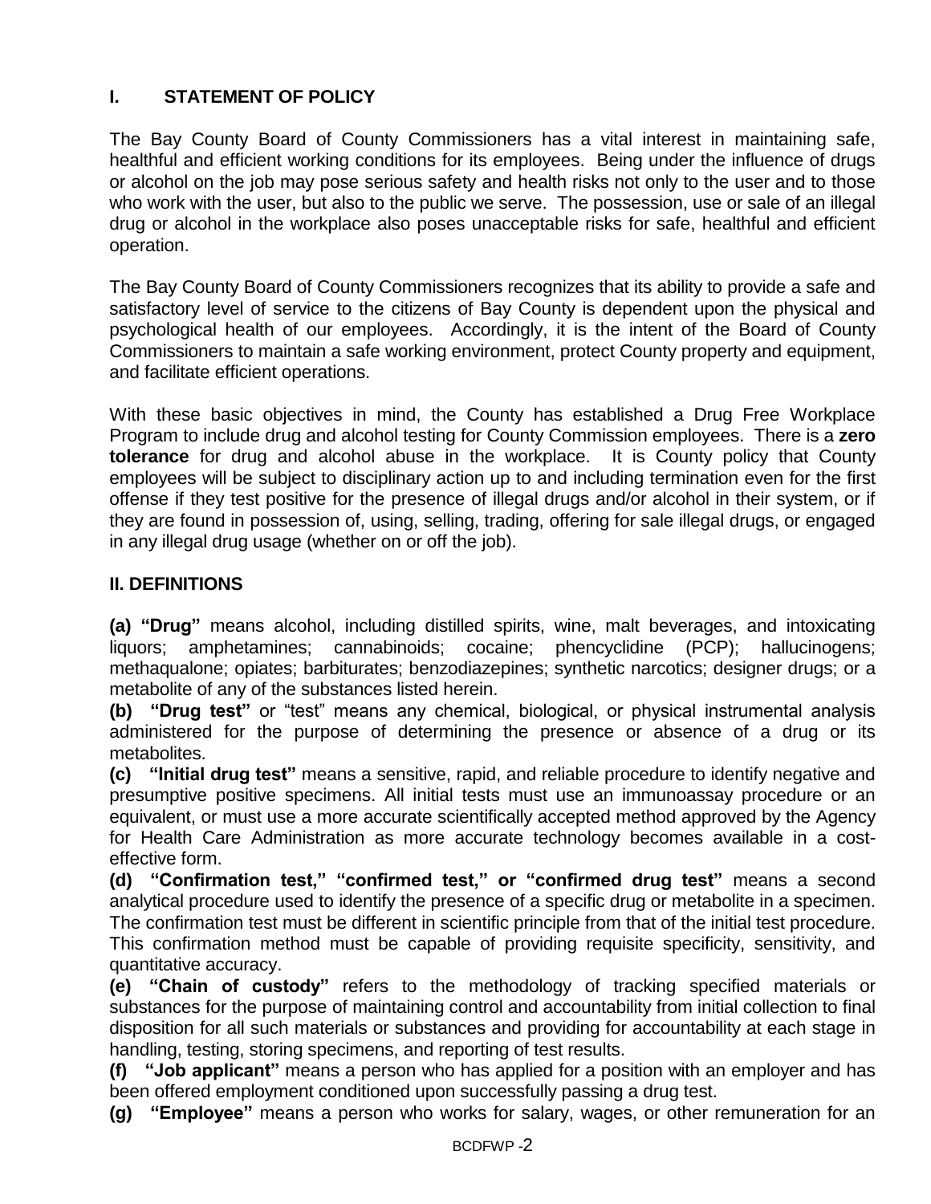## I. STATEMENT OF POLICY

The Bay County Board of County Commissioners has a vital interest in maintaining safe, healthful and efficient working conditions for its employees. Being under the influence of drugs or alcohol on the job may pose serious safety and health risks not only to the user and to those who work with the user, but also to the public we serve. The possession, use or sale of an illegal drug or alcohol in the workplace also poses unacceptable risks for safe, healthful and efficient operation.

The Bay County Board of County Commissioners recognizes that its ability to provide a safe and satisfactory level of service to the citizens of Bay County is dependent upon the physical and psychological health of our employees. Accordingly, it is the intent of the Board of County Commissioners to maintain a safe working environment, protect County property and equipment, and facilitate efficient operations.

With these basic objectives in mind, the County has established a Drug Free Workplace Program to include drug and alcohol testing for County Commission employees. There is a **zero tolerance** for drug and alcohol abuse in the workplace. It is County policy that County employees will be subject to disciplinary action up to and including termination even for the first offense if they test positive for the presence of illegal drugs and/or alcohol in their system, or if they are found in possession of, using, selling, trading, offering for sale illegal drugs, or engaged in any illegal drug usage (whether on or off the job).

## II. DEFINITIONS

**(a) "Drug"** means alcohol, including distilled spirits, wine, malt beverages, and intoxicating liquors; amphetamines; cannabinoids; cocaine; phencyclidine (PCP); hallucinogens; methaqualone; opiates; barbiturates; benzodiazepines; synthetic narcotics; designer drugs; or a metabolite of any of the substances listed herein.

**(b) "Drug test"** or "test" means any chemical, biological, or physical instrumental analysis administered for the purpose of determining the presence or absence of a drug or its metabolites.

**(c) "Initial drug test"** means a sensitive, rapid, and reliable procedure to identify negative and presumptive positive specimens. All initial tests must use an immunoassay procedure or an equivalent, or must use a more accurate scientifically accepted method approved by the Agency for Health Care Administration as more accurate technology becomes available in a cost-effective form.

**(d) "Confirmation test," "confirmed test," or "confirmed drug test"** means a second analytical procedure used to identify the presence of a specific drug or metabolite in a specimen. The confirmation test must be different in scientific principle from that of the initial test procedure. This confirmation method must be capable of providing requisite specificity, sensitivity, and quantitative accuracy.

**(e) "Chain of custody"** refers to the methodology of tracking specified materials or substances for the purpose of maintaining control and accountability from initial collection to final disposition for all such materials or substances and providing for accountability at each stage in handling, testing, storing specimens, and reporting of test results.

**(f) "Job applicant"** means a person who has applied for a position with an employer and has been offered employment conditioned upon successfully passing a drug test.

**(g) "Employee"** means a person who works for salary, wages, or other remuneration for an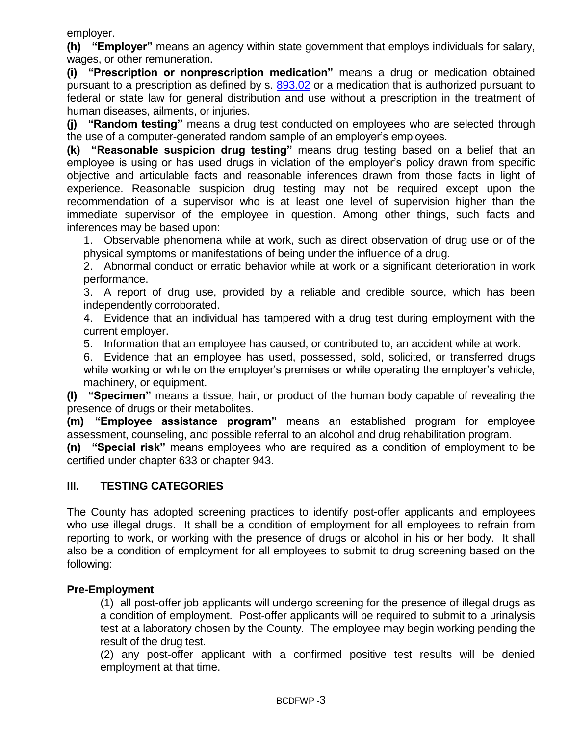employer.

**(h) "Employer"** means an agency within state government that employs individuals for salary, wages, or other remuneration.

**(i) "Prescription or nonprescription medication"** means a drug or medication obtained pursuant to a prescription as defined by s. 893.02 or a medication that is authorized pursuant to federal or state law for general distribution and use without a prescription in the treatment of human diseases, ailments, or injuries.

**(j) "Random testing"** means a drug test conducted on employees who are selected through the use of a computer-generated random sample of an employer's employees.

**(k) "Reasonable suspicion drug testing"** means drug testing based on a belief that an employee is using or has used drugs in violation of the employer's policy drawn from specific objective and articulable facts and reasonable inferences drawn from those facts in light of experience. Reasonable suspicion drug testing may not be required except upon the recommendation of a supervisor who is at least one level of supervision higher than the immediate supervisor of the employee in question. Among other things, such facts and inferences may be based upon:

1. Observable phenomena while at work, such as direct observation of drug use or of the physical symptoms or manifestations of being under the influence of a drug.
2. Abnormal conduct or erratic behavior while at work or a significant deterioration in work performance.
3. A report of drug use, provided by a reliable and credible source, which has been independently corroborated.
4. Evidence that an individual has tampered with a drug test during employment with the current employer.
5. Information that an employee has caused, or contributed to, an accident while at work.
6. Evidence that an employee has used, possessed, sold, solicited, or transferred drugs while working or while on the employer's premises or while operating the employer's vehicle, machinery, or equipment.

**(l) "Specimen"** means a tissue, hair, or product of the human body capable of revealing the presence of drugs or their metabolites.

**(m) "Employee assistance program"** means an established program for employee assessment, counseling, and possible referral to an alcohol and drug rehabilitation program.

**(n) "Special risk"** means employees who are required as a condition of employment to be certified under chapter 633 or chapter 943.

## III. TESTING CATEGORIES

The County has adopted screening practices to identify post-offer applicants and employees who use illegal drugs. It shall be a condition of employment for all employees to refrain from reporting to work, or working with the presence of drugs or alcohol in his or her body. It shall also be a condition of employment for all employees to submit to drug screening based on the following:

**Pre-Employment**

(1) all post-offer job applicants will undergo screening for the presence of illegal drugs as a condition of employment. Post-offer applicants will be required to submit to a urinalysis test at a laboratory chosen by the County. The employee may begin working pending the result of the drug test.

(2) any post-offer applicant with a confirmed positive test results will be denied employment at that time.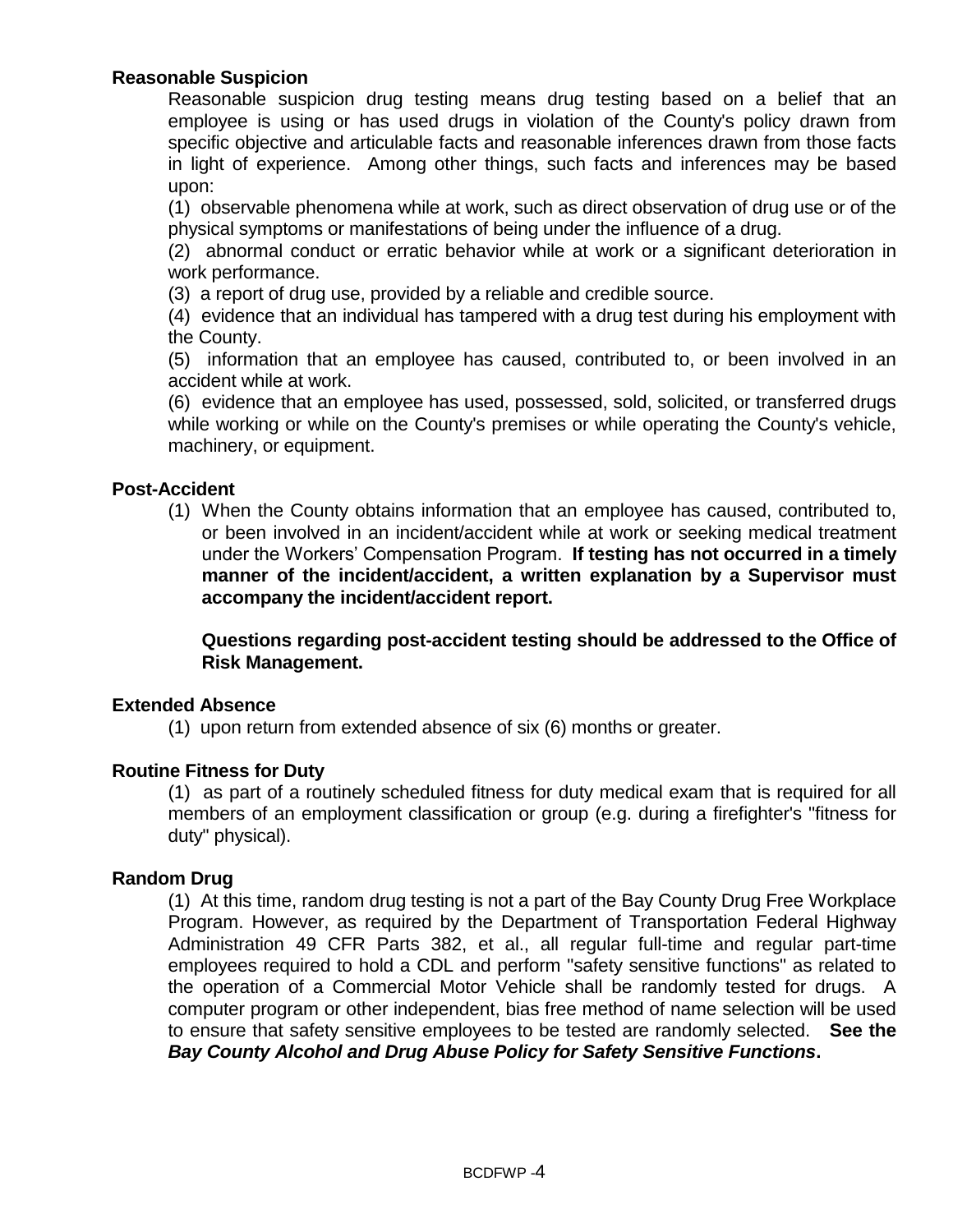**Reasonable Suspicion**

Reasonable suspicion drug testing means drug testing based on a belief that an employee is using or has used drugs in violation of the County's policy drawn from specific objective and articulable facts and reasonable inferences drawn from those facts in light of experience. Among other things, such facts and inferences may be based upon:

(1) observable phenomena while at work, such as direct observation of drug use or of the physical symptoms or manifestations of being under the influence of a drug.

(2) abnormal conduct or erratic behavior while at work or a significant deterioration in work performance.

(3) a report of drug use, provided by a reliable and credible source.

(4) evidence that an individual has tampered with a drug test during his employment with the County.

(5) information that an employee has caused, contributed to, or been involved in an accident while at work.

(6) evidence that an employee has used, possessed, sold, solicited, or transferred drugs while working or while on the County's premises or while operating the County's vehicle, machinery, or equipment.

**Post-Accident**

(1) When the County obtains information that an employee has caused, contributed to, or been involved in an incident/accident while at work or seeking medical treatment under the Workers' Compensation Program. **If testing has not occurred in a timely manner of the incident/accident, a written explanation by a Supervisor must accompany the incident/accident report.**

**Questions regarding post-accident testing should be addressed to the Office of Risk Management.**

**Extended Absence**

(1) upon return from extended absence of six (6) months or greater.

**Routine Fitness for Duty**

(1) as part of a routinely scheduled fitness for duty medical exam that is required for all members of an employment classification or group (e.g. during a firefighter's "fitness for duty" physical).

**Random Drug**

(1) At this time, random drug testing is not a part of the Bay County Drug Free Workplace Program. However, as required by the Department of Transportation Federal Highway Administration 49 CFR Parts 382, et al., all regular full-time and regular part-time employees required to hold a CDL and perform "safety sensitive functions" as related to the operation of a Commercial Motor Vehicle shall be randomly tested for drugs. A computer program or other independent, bias free method of name selection will be used to ensure that safety sensitive employees to be tested are randomly selected. **See the *Bay County Alcohol and Drug Abuse Policy for Safety Sensitive Functions*.**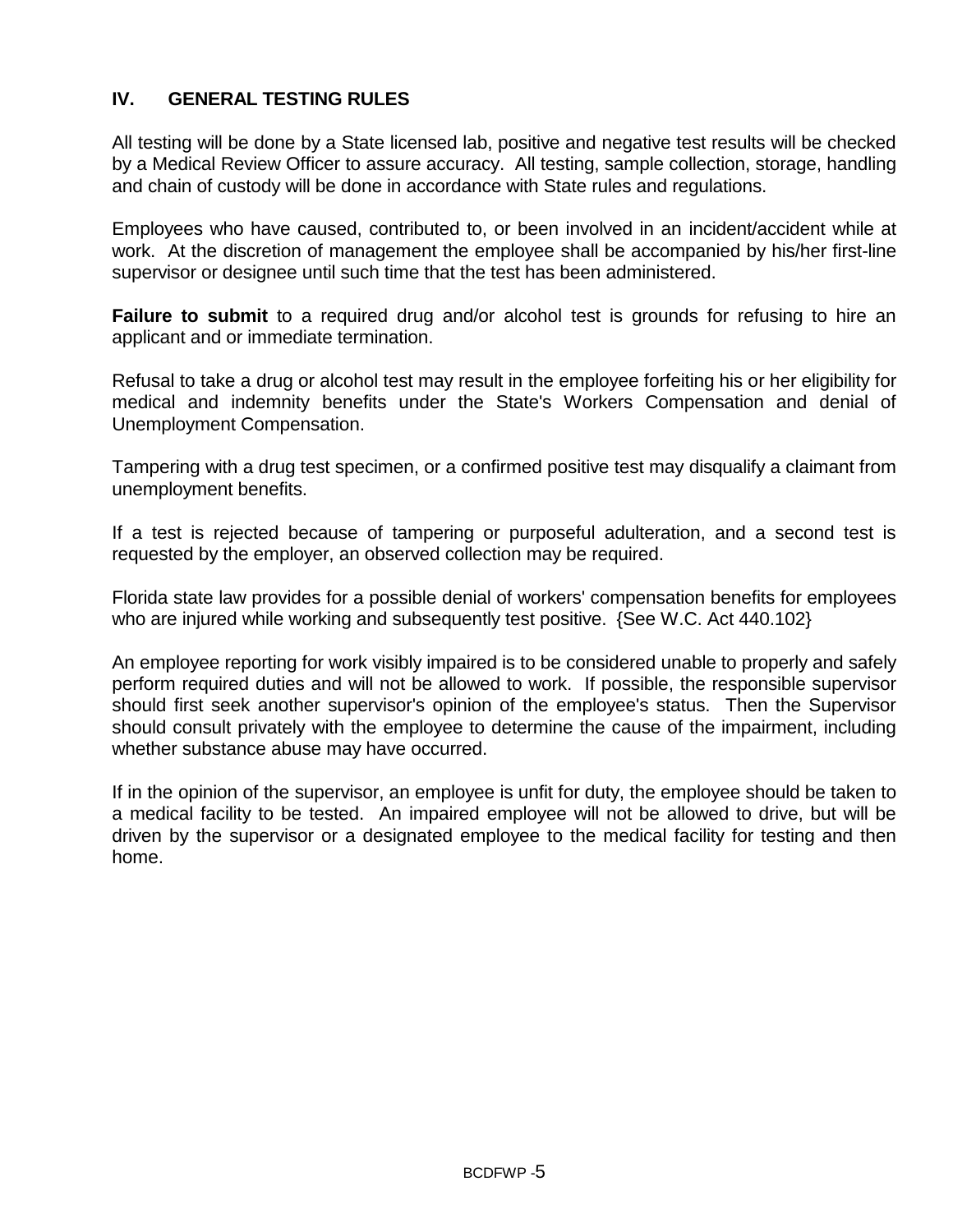## IV. GENERAL TESTING RULES

All testing will be done by a State licensed lab, positive and negative test results will be checked by a Medical Review Officer to assure accuracy. All testing, sample collection, storage, handling and chain of custody will be done in accordance with State rules and regulations.

Employees who have caused, contributed to, or been involved in an incident/accident while at work. At the discretion of management the employee shall be accompanied by his/her first-line supervisor or designee until such time that the test has been administered.

**Failure to submit** to a required drug and/or alcohol test is grounds for refusing to hire an applicant and or immediate termination.

Refusal to take a drug or alcohol test may result in the employee forfeiting his or her eligibility for medical and indemnity benefits under the State's Workers Compensation and denial of Unemployment Compensation.

Tampering with a drug test specimen, or a confirmed positive test may disqualify a claimant from unemployment benefits.

If a test is rejected because of tampering or purposeful adulteration, and a second test is requested by the employer, an observed collection may be required.

Florida state law provides for a possible denial of workers' compensation benefits for employees who are injured while working and subsequently test positive. {See W.C. Act 440.102}

An employee reporting for work visibly impaired is to be considered unable to properly and safely perform required duties and will not be allowed to work. If possible, the responsible supervisor should first seek another supervisor's opinion of the employee's status. Then the Supervisor should consult privately with the employee to determine the cause of the impairment, including whether substance abuse may have occurred.

If in the opinion of the supervisor, an employee is unfit for duty, the employee should be taken to a medical facility to be tested. An impaired employee will not be allowed to drive, but will be driven by the supervisor or a designated employee to the medical facility for testing and then home.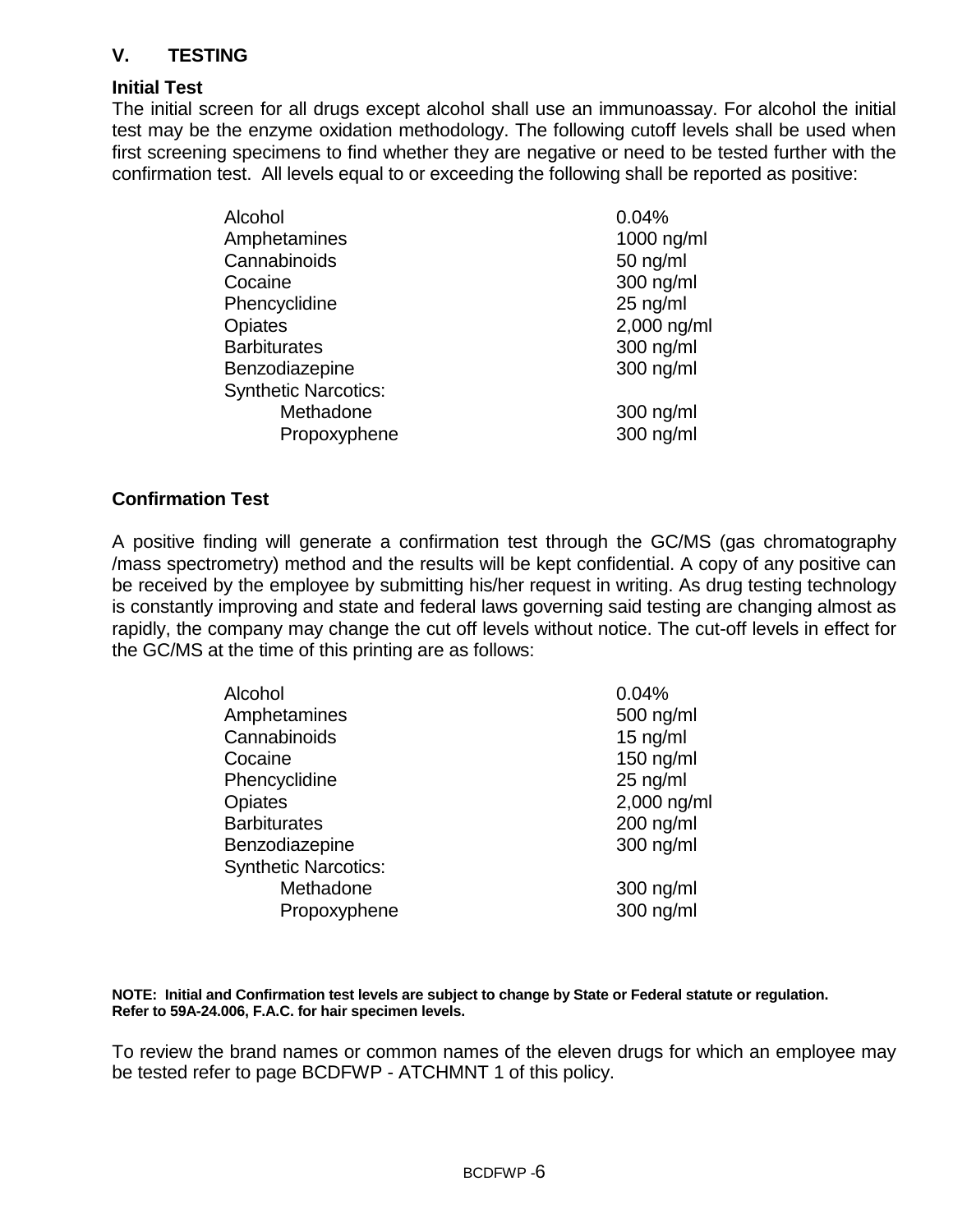## V. TESTING

**Initial Test**

The initial screen for all drugs except alcohol shall use an immunoassay. For alcohol the initial test may be the enzyme oxidation methodology. The following cutoff levels shall be used when first screening specimens to find whether they are negative or need to be tested further with the confirmation test. All levels equal to or exceeding the following shall be reported as positive:

| | |
|---|---|
| Alcohol | 0.04% |
| Amphetamines | 1000 ng/ml |
| Cannabinoids | 50 ng/ml |
| Cocaine | 300 ng/ml |
| Phencyclidine | 25 ng/ml |
| Opiates | 2,000 ng/ml |
| Barbiturates | 300 ng/ml |
| Benzodiazepine | 300 ng/ml |
| Synthetic Narcotics: | |
| Methadone | 300 ng/ml |
| Propoxyphene | 300 ng/ml |

**Confirmation Test**

A positive finding will generate a confirmation test through the GC/MS (gas chromatography /mass spectrometry) method and the results will be kept confidential. A copy of any positive can be received by the employee by submitting his/her request in writing. As drug testing technology is constantly improving and state and federal laws governing said testing are changing almost as rapidly, the company may change the cut off levels without notice. The cut-off levels in effect for the GC/MS at the time of this printing are as follows:

| | |
|---|---|
| Alcohol | 0.04% |
| Amphetamines | 500 ng/ml |
| Cannabinoids | 15 ng/ml |
| Cocaine | 150 ng/ml |
| Phencyclidine | 25 ng/ml |
| Opiates | 2,000 ng/ml |
| Barbiturates | 200 ng/ml |
| Benzodiazepine | 300 ng/ml |
| Synthetic Narcotics: | |
| Methadone | 300 ng/ml |
| Propoxyphene | 300 ng/ml |

**NOTE: Initial and Confirmation test levels are subject to change by State or Federal statute or regulation. Refer to 59A-24.006, F.A.C. for hair specimen levels.**

To review the brand names or common names of the eleven drugs for which an employee may be tested refer to page BCDFWP - ATCHMNT 1 of this policy.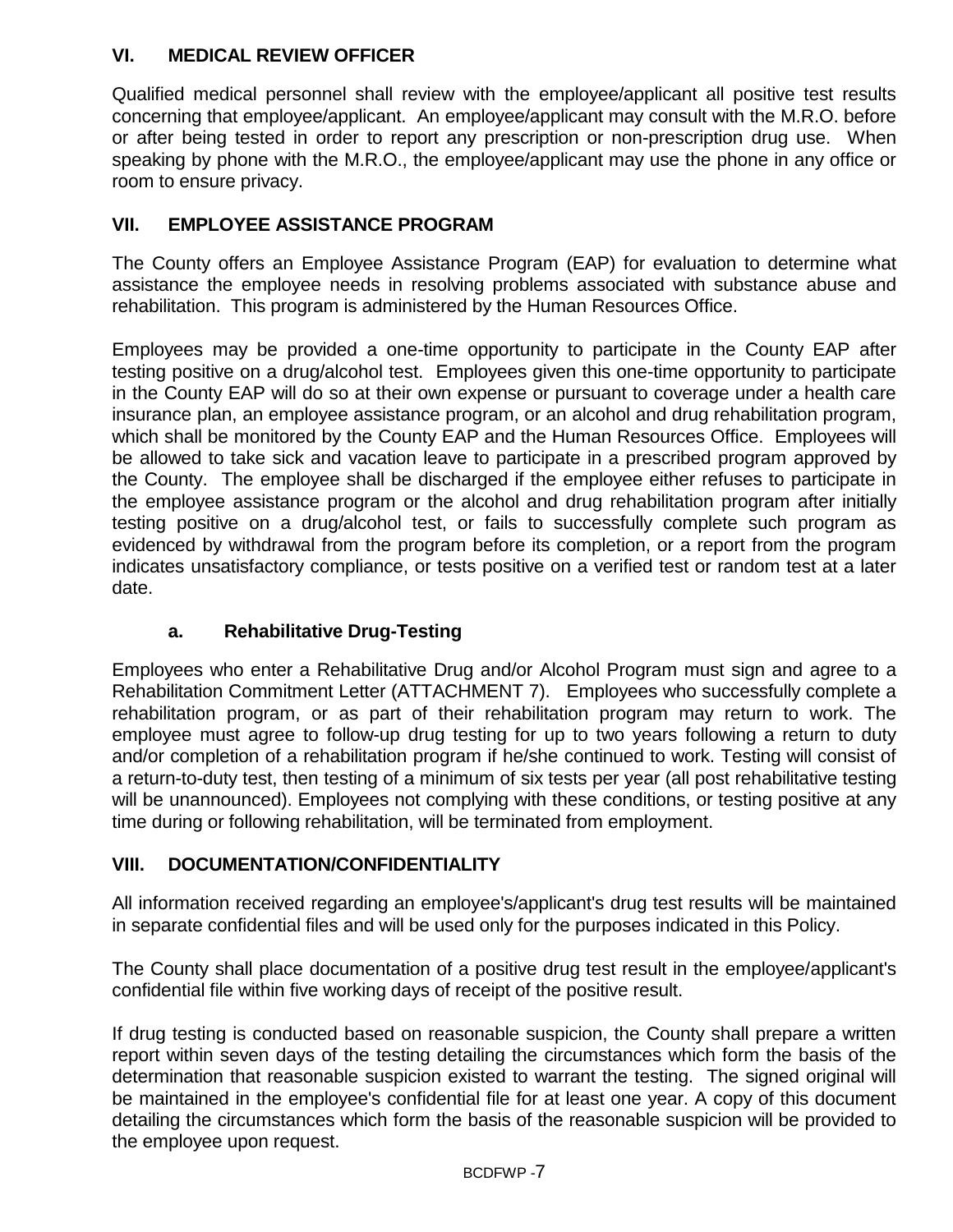## VI. MEDICAL REVIEW OFFICER

Qualified medical personnel shall review with the employee/applicant all positive test results concerning that employee/applicant. An employee/applicant may consult with the M.R.O. before or after being tested in order to report any prescription or non-prescription drug use. When speaking by phone with the M.R.O., the employee/applicant may use the phone in any office or room to ensure privacy.

## VII. EMPLOYEE ASSISTANCE PROGRAM

The County offers an Employee Assistance Program (EAP) for evaluation to determine what assistance the employee needs in resolving problems associated with substance abuse and rehabilitation. This program is administered by the Human Resources Office.

Employees may be provided a one-time opportunity to participate in the County EAP after testing positive on a drug/alcohol test. Employees given this one-time opportunity to participate in the County EAP will do so at their own expense or pursuant to coverage under a health care insurance plan, an employee assistance program, or an alcohol and drug rehabilitation program, which shall be monitored by the County EAP and the Human Resources Office. Employees will be allowed to take sick and vacation leave to participate in a prescribed program approved by the County. The employee shall be discharged if the employee either refuses to participate in the employee assistance program or the alcohol and drug rehabilitation program after initially testing positive on a drug/alcohol test, or fails to successfully complete such program as evidenced by withdrawal from the program before its completion, or a report from the program indicates unsatisfactory compliance, or tests positive on a verified test or random test at a later date.

### a. Rehabilitative Drug-Testing

Employees who enter a Rehabilitative Drug and/or Alcohol Program must sign and agree to a Rehabilitation Commitment Letter (ATTACHMENT 7). Employees who successfully complete a rehabilitation program, or as part of their rehabilitation program may return to work. The employee must agree to follow-up drug testing for up to two years following a return to duty and/or completion of a rehabilitation program if he/she continued to work. Testing will consist of a return-to-duty test, then testing of a minimum of six tests per year (all post rehabilitative testing will be unannounced). Employees not complying with these conditions, or testing positive at any time during or following rehabilitation, will be terminated from employment.

## VIII. DOCUMENTATION/CONFIDENTIALITY

All information received regarding an employee's/applicant's drug test results will be maintained in separate confidential files and will be used only for the purposes indicated in this Policy.

The County shall place documentation of a positive drug test result in the employee/applicant's confidential file within five working days of receipt of the positive result.

If drug testing is conducted based on reasonable suspicion, the County shall prepare a written report within seven days of the testing detailing the circumstances which form the basis of the determination that reasonable suspicion existed to warrant the testing. The signed original will be maintained in the employee's confidential file for at least one year. A copy of this document detailing the circumstances which form the basis of the reasonable suspicion will be provided to the employee upon request.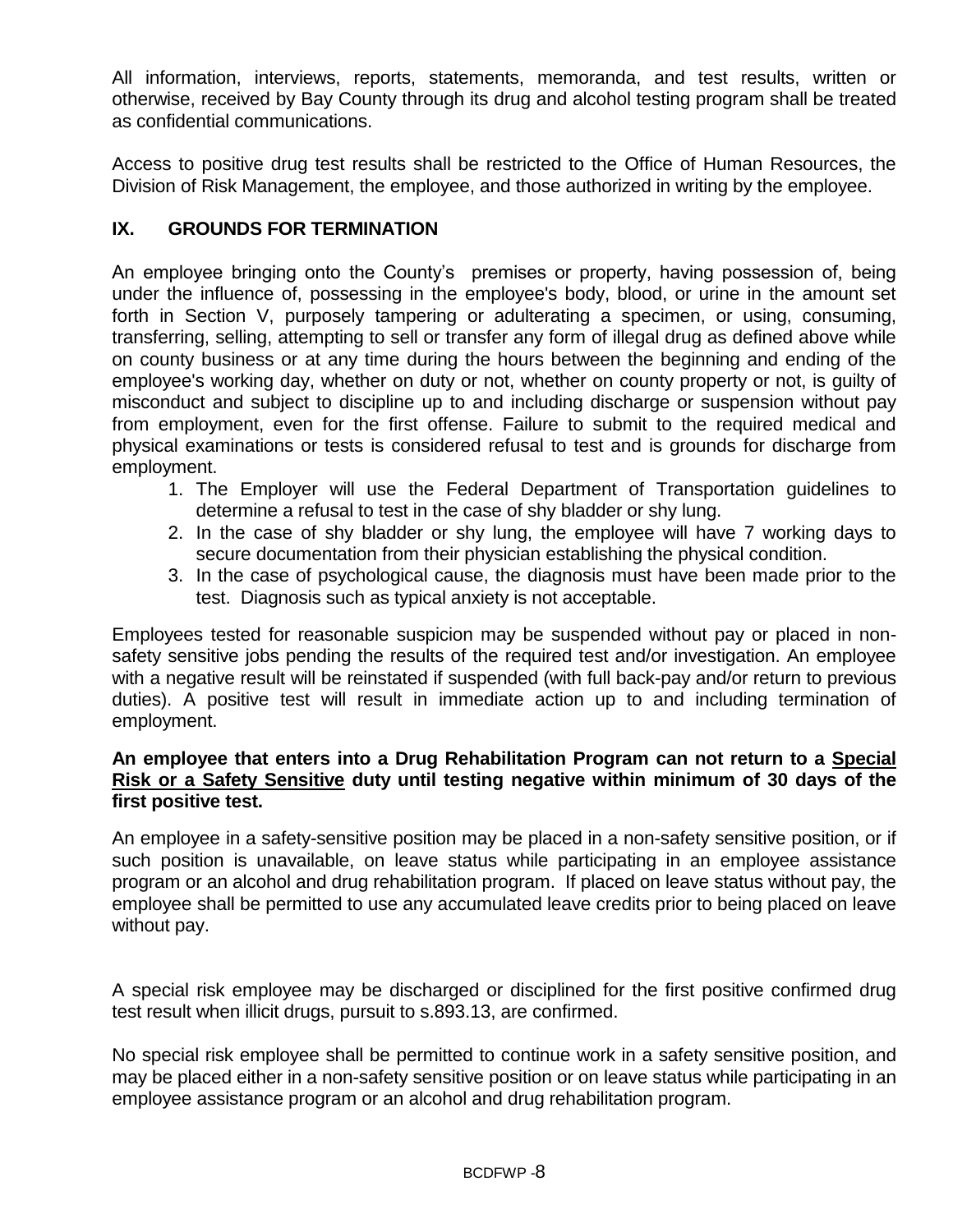All information, interviews, reports, statements, memoranda, and test results, written or otherwise, received by Bay County through its drug and alcohol testing program shall be treated as confidential communications.

Access to positive drug test results shall be restricted to the Office of Human Resources, the Division of Risk Management, the employee, and those authorized in writing by the employee.

## IX. GROUNDS FOR TERMINATION

An employee bringing onto the County's premises or property, having possession of, being under the influence of, possessing in the employee's body, blood, or urine in the amount set forth in Section V, purposely tampering or adulterating a specimen, or using, consuming, transferring, selling, attempting to sell or transfer any form of illegal drug as defined above while on county business or at any time during the hours between the beginning and ending of the employee's working day, whether on duty or not, whether on county property or not, is guilty of misconduct and subject to discipline up to and including discharge or suspension without pay from employment, even for the first offense. Failure to submit to the required medical and physical examinations or tests is considered refusal to test and is grounds for discharge from employment.

1. The Employer will use the Federal Department of Transportation guidelines to determine a refusal to test in the case of shy bladder or shy lung.
2. In the case of shy bladder or shy lung, the employee will have 7 working days to secure documentation from their physician establishing the physical condition.
3. In the case of psychological cause, the diagnosis must have been made prior to the test. Diagnosis such as typical anxiety is not acceptable.

Employees tested for reasonable suspicion may be suspended without pay or placed in non-safety sensitive jobs pending the results of the required test and/or investigation. An employee with a negative result will be reinstated if suspended (with full back-pay and/or return to previous duties). A positive test will result in immediate action up to and including termination of employment.

**An employee that enters into a Drug Rehabilitation Program can not return to a <u>Special Risk or a Safety Sensitive</u> duty until testing negative within minimum of 30 days of the first positive test.**

An employee in a safety-sensitive position may be placed in a non-safety sensitive position, or if such position is unavailable, on leave status while participating in an employee assistance program or an alcohol and drug rehabilitation program. If placed on leave status without pay, the employee shall be permitted to use any accumulated leave credits prior to being placed on leave without pay.

A special risk employee may be discharged or disciplined for the first positive confirmed drug test result when illicit drugs, pursuit to s.893.13, are confirmed.

No special risk employee shall be permitted to continue work in a safety sensitive position, and may be placed either in a non-safety sensitive position or on leave status while participating in an employee assistance program or an alcohol and drug rehabilitation program.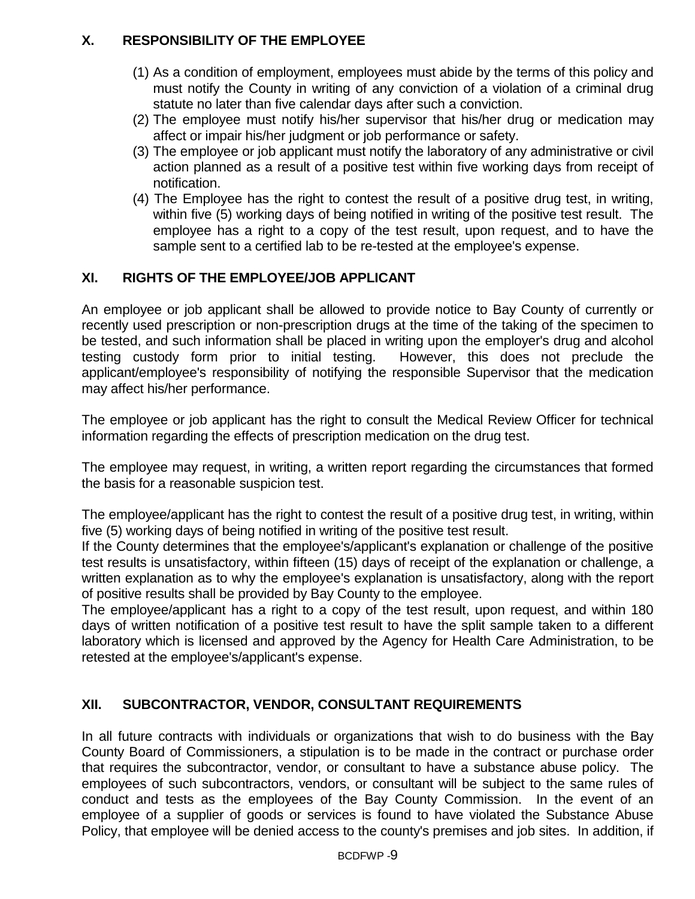## X. RESPONSIBILITY OF THE EMPLOYEE

(1) As a condition of employment, employees must abide by the terms of this policy and must notify the County in writing of any conviction of a violation of a criminal drug statute no later than five calendar days after such a conviction.
(2) The employee must notify his/her supervisor that his/her drug or medication may affect or impair his/her judgment or job performance or safety.
(3) The employee or job applicant must notify the laboratory of any administrative or civil action planned as a result of a positive test within five working days from receipt of notification.
(4) The Employee has the right to contest the result of a positive drug test, in writing, within five (5) working days of being notified in writing of the positive test result. The employee has a right to a copy of the test result, upon request, and to have the sample sent to a certified lab to be re-tested at the employee's expense.

## XI. RIGHTS OF THE EMPLOYEE/JOB APPLICANT

An employee or job applicant shall be allowed to provide notice to Bay County of currently or recently used prescription or non-prescription drugs at the time of the taking of the specimen to be tested, and such information shall be placed in writing upon the employer's drug and alcohol testing custody form prior to initial testing. However, this does not preclude the applicant/employee's responsibility of notifying the responsible Supervisor that the medication may affect his/her performance.

The employee or job applicant has the right to consult the Medical Review Officer for technical information regarding the effects of prescription medication on the drug test.

The employee may request, in writing, a written report regarding the circumstances that formed the basis for a reasonable suspicion test.

The employee/applicant has the right to contest the result of a positive drug test, in writing, within five (5) working days of being notified in writing of the positive test result.
If the County determines that the employee's/applicant's explanation or challenge of the positive test results is unsatisfactory, within fifteen (15) days of receipt of the explanation or challenge, a written explanation as to why the employee's explanation is unsatisfactory, along with the report of positive results shall be provided by Bay County to the employee.
The employee/applicant has a right to a copy of the test result, upon request, and within 180 days of written notification of a positive test result to have the split sample taken to a different laboratory which is licensed and approved by the Agency for Health Care Administration, to be retested at the employee's/applicant's expense.

## XII. SUBCONTRACTOR, VENDOR, CONSULTANT REQUIREMENTS

In all future contracts with individuals or organizations that wish to do business with the Bay County Board of Commissioners, a stipulation is to be made in the contract or purchase order that requires the subcontractor, vendor, or consultant to have a substance abuse policy. The employees of such subcontractors, vendors, or consultant will be subject to the same rules of conduct and tests as the employees of the Bay County Commission. In the event of an employee of a supplier of goods or services is found to have violated the Substance Abuse Policy, that employee will be denied access to the county's premises and job sites. In addition, if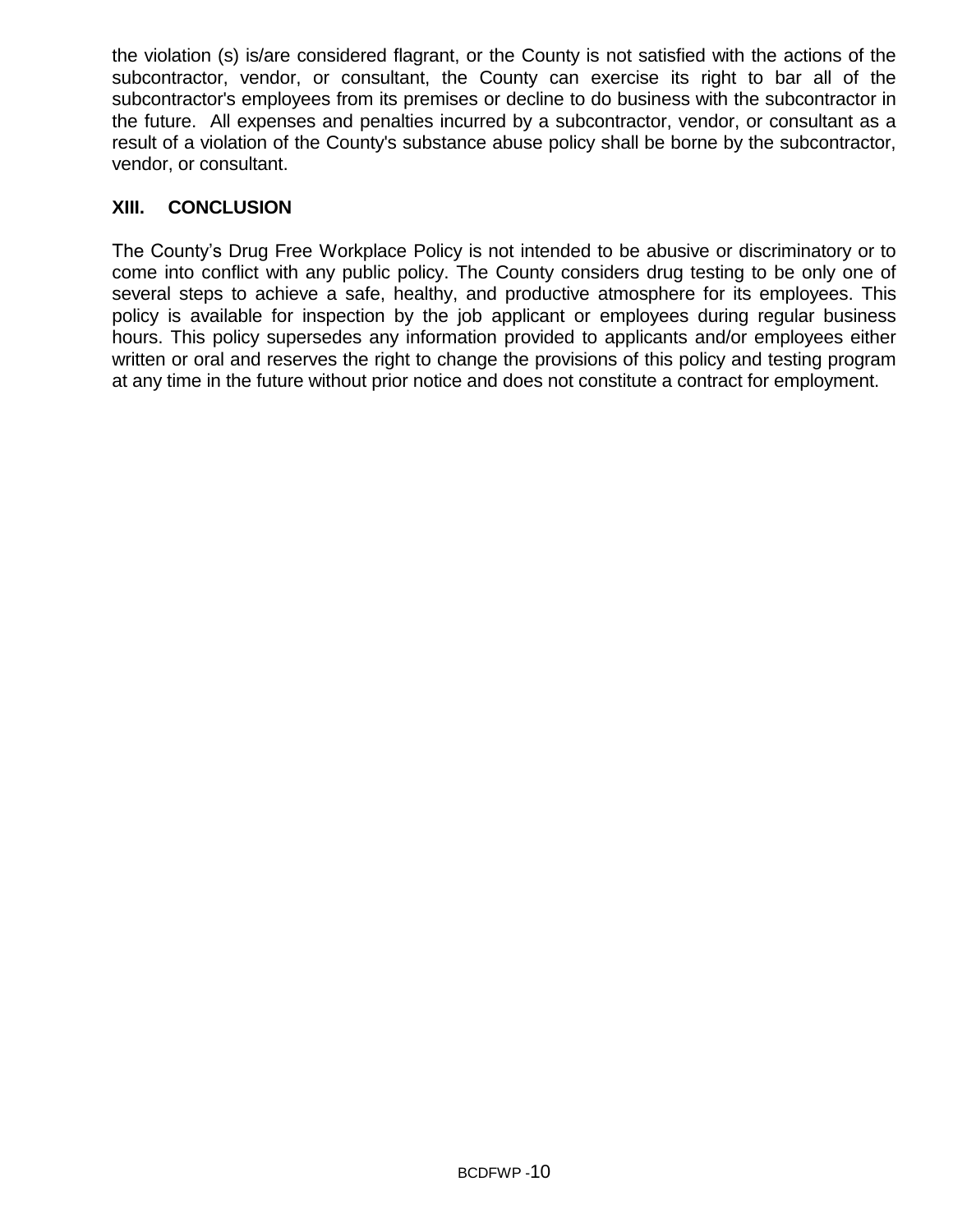the violation (s) is/are considered flagrant, or the County is not satisfied with the actions of the subcontractor, vendor, or consultant, the County can exercise its right to bar all of the subcontractor's employees from its premises or decline to do business with the subcontractor in the future. All expenses and penalties incurred by a subcontractor, vendor, or consultant as a result of a violation of the County's substance abuse policy shall be borne by the subcontractor, vendor, or consultant.

## XIII. CONCLUSION

The County’s Drug Free Workplace Policy is not intended to be abusive or discriminatory or to come into conflict with any public policy. The County considers drug testing to be only one of several steps to achieve a safe, healthy, and productive atmosphere for its employees. This policy is available for inspection by the job applicant or employees during regular business hours. This policy supersedes any information provided to applicants and/or employees either written or oral and reserves the right to change the provisions of this policy and testing program at any time in the future without prior notice and does not constitute a contract for employment.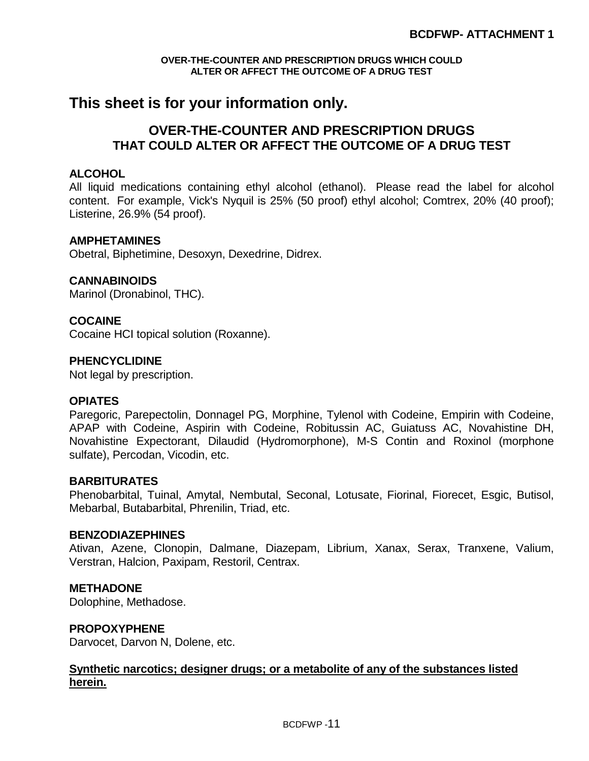**BCDFWP- ATTACHMENT 1**

**OVER-THE-COUNTER AND PRESCRIPTION DRUGS WHICH COULD ALTER OR AFFECT THE OUTCOME OF A DRUG TEST**

# This sheet is for your information only.

## OVER-THE-COUNTER AND PRESCRIPTION DRUGS THAT COULD ALTER OR AFFECT THE OUTCOME OF A DRUG TEST

**ALCOHOL**
All liquid medications containing ethyl alcohol (ethanol). Please read the label for alcohol content. For example, Vick's Nyquil is 25% (50 proof) ethyl alcohol; Comtrex, 20% (40 proof); Listerine, 26.9% (54 proof).

**AMPHETAMINES**
Obetral, Biphetimine, Desoxyn, Dexedrine, Didrex.

**CANNABINOIDS**
Marinol (Dronabinol, THC).

**COCAINE**
Cocaine HCI topical solution (Roxanne).

**PHENCYCLIDINE**
Not legal by prescription.

**OPIATES**
Paregoric, Parepectolin, Donnagel PG, Morphine, Tylenol with Codeine, Empirin with Codeine, APAP with Codeine, Aspirin with Codeine, Robitussin AC, Guiatuss AC, Novahistine DH, Novahistine Expectorant, Dilaudid (Hydromorphone), M-S Contin and Roxinol (morphone sulfate), Percodan, Vicodin, etc.

**BARBITURATES**
Phenobarbital, Tuinal, Amytal, Nembutal, Seconal, Lotusate, Fiorinal, Fiorecet, Esgic, Butisol, Mebarbal, Butabarbital, Phrenilin, Triad, etc.

**BENZODIAZEPHINES**
Ativan, Azene, Clonopin, Dalmane, Diazepam, Librium, Xanax, Serax, Tranxene, Valium, Verstran, Halcion, Paxipam, Restoril, Centrax.

**METHADONE**
Dolophine, Methadose.

**PROPOXYPHENE**
Darvocet, Darvon N, Dolene, etc.

**Synthetic narcotics; designer drugs; or a metabolite of any of the substances listed herein.**